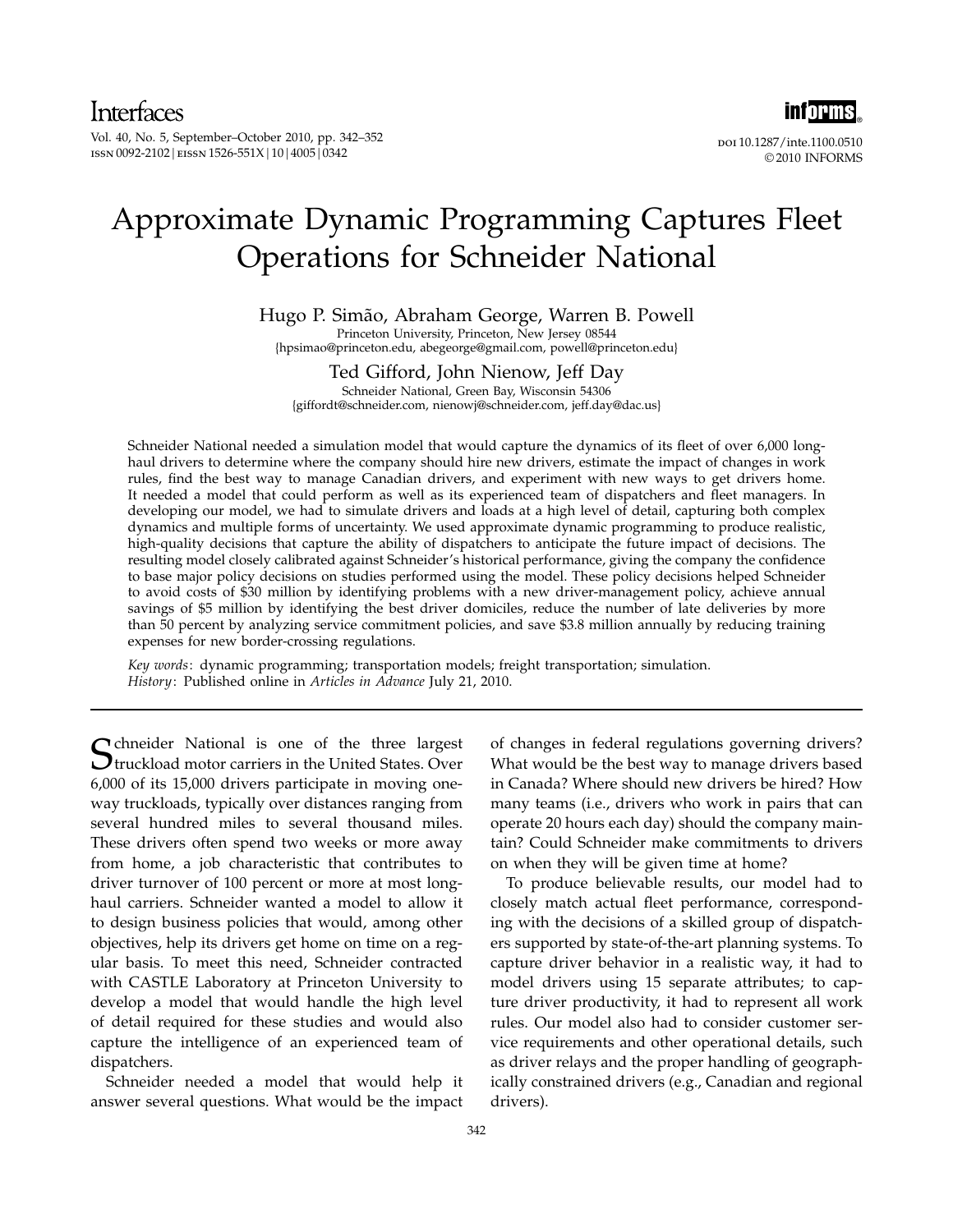# Approximate Dynamic Programming Captures Fleet Operations for Schneider National

Hugo P. Simão, Abraham George, Warren B. Powell
Princeton University, Princeton, New Jersey 08544
{hpsimao@princeton.edu, abegeorge@gmail.com, powell@princeton.edu}

Ted Gifford, John Nienow, Jeff Day
Schneider National, Green Bay, Wisconsin 54306
{giffordt@schneider.com, nienowj@schneider.com, jeff.day@dac.us}

Schneider National needed a simulation model that would capture the dynamics of its fleet of over 6,000 long-haul drivers to determine where the company should hire new drivers, estimate the impact of changes in work rules, find the best way to manage Canadian drivers, and experiment with new ways to get drivers home. It needed a model that could perform as well as its experienced team of dispatchers and fleet managers. In developing our model, we had to simulate drivers and loads at a high level of detail, capturing both complex dynamics and multiple forms of uncertainty. We used approximate dynamic programming to produce realistic, high-quality decisions that capture the ability of dispatchers to anticipate the future impact of decisions. The resulting model closely calibrated against Schneider's historical performance, giving the company the confidence to base major policy decisions on studies performed using the model. These policy decisions helped Schneider to avoid costs of $30 million by identifying problems with a new driver-management policy, achieve annual savings of $5 million by identifying the best driver domiciles, reduce the number of late deliveries by more than 50 percent by analyzing service commitment policies, and save $3.8 million annually by reducing training expenses for new border-crossing regulations.

*Key words*: dynamic programming; transportation models; freight transportation; simulation.
*History*: Published online in *Articles in Advance* July 21, 2010.

---

Schneider National is one of the three largest truckload motor carriers in the United States. Over 6,000 of its 15,000 drivers participate in moving one-way truckloads, typically over distances ranging from several hundred miles to several thousand miles. These drivers often spend two weeks or more away from home, a job characteristic that contributes to driver turnover of 100 percent or more at most long-haul carriers. Schneider wanted a model to allow it to design business policies that would, among other objectives, help its drivers get home on time on a regular basis. To meet this need, Schneider contracted with CASTLE Laboratory at Princeton University to develop a model that would handle the high level of detail required for these studies and would also capture the intelligence of an experienced team of dispatchers.

Schneider needed a model that would help it answer several questions. What would be the impact of changes in federal regulations governing drivers? What would be the best way to manage drivers based in Canada? Where should new drivers be hired? How many teams (i.e., drivers who work in pairs that can operate 20 hours each day) should the company maintain? Could Schneider make commitments to drivers on when they will be given time at home?

To produce believable results, our model had to closely match actual fleet performance, corresponding with the decisions of a skilled group of dispatchers supported by state-of-the-art planning systems. To capture driver behavior in a realistic way, it had to model drivers using 15 separate attributes; to capture driver productivity, it had to represent all work rules. Our model also had to consider customer service requirements and other operational details, such as driver relays and the proper handling of geographically constrained drivers (e.g., Canadian and regional drivers).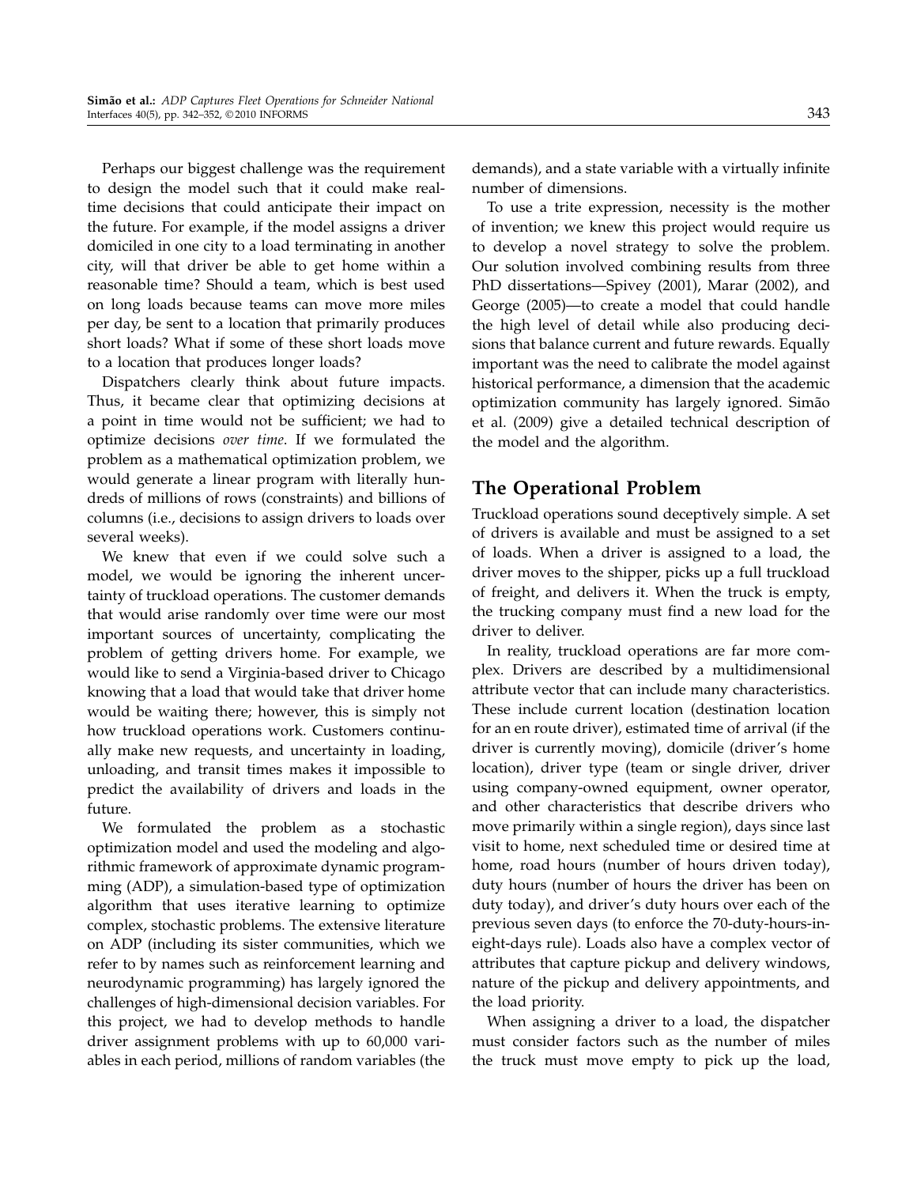Perhaps our biggest challenge was the requirement to design the model such that it could make real-time decisions that could anticipate their impact on the future. For example, if the model assigns a driver domiciled in one city to a load terminating in another city, will that driver be able to get home within a reasonable time? Should a team, which is best used on long loads because teams can move more miles per day, be sent to a location that primarily produces short loads? What if some of these short loads move to a location that produces longer loads?

Dispatchers clearly think about future impacts. Thus, it became clear that optimizing decisions at a point in time would not be sufficient; we had to optimize decisions *over time*. If we formulated the problem as a mathematical optimization problem, we would generate a linear program with literally hundreds of millions of rows (constraints) and billions of columns (i.e., decisions to assign drivers to loads over several weeks).

We knew that even if we could solve such a model, we would be ignoring the inherent uncertainty of truckload operations. The customer demands that would arise randomly over time were our most important sources of uncertainty, complicating the problem of getting drivers home. For example, we would like to send a Virginia-based driver to Chicago knowing that a load that would take that driver home would be waiting there; however, this is simply not how truckload operations work. Customers continually make new requests, and uncertainty in loading, unloading, and transit times makes it impossible to predict the availability of drivers and loads in the future.

We formulated the problem as a stochastic optimization model and used the modeling and algorithmic framework of approximate dynamic programming (ADP), a simulation-based type of optimization algorithm that uses iterative learning to optimize complex, stochastic problems. The extensive literature on ADP (including its sister communities, which we refer to by names such as reinforcement learning and neurodynamic programming) has largely ignored the challenges of high-dimensional decision variables. For this project, we had to develop methods to handle driver assignment problems with up to 60,000 variables in each period, millions of random variables (the demands), and a state variable with a virtually infinite number of dimensions.

To use a trite expression, necessity is the mother of invention; we knew this project would require us to develop a novel strategy to solve the problem. Our solution involved combining results from three PhD dissertations—Spivey (2001), Marar (2002), and George (2005)—to create a model that could handle the high level of detail while also producing decisions that balance current and future rewards. Equally important was the need to calibrate the model against historical performance, a dimension that the academic optimization community has largely ignored. Simão et al. (2009) give a detailed technical description of the model and the algorithm.

## The Operational Problem

Truckload operations sound deceptively simple. A set of drivers is available and must be assigned to a set of loads. When a driver is assigned to a load, the driver moves to the shipper, picks up a full truckload of freight, and delivers it. When the truck is empty, the trucking company must find a new load for the driver to deliver.

In reality, truckload operations are far more complex. Drivers are described by a multidimensional attribute vector that can include many characteristics. These include current location (destination location for an en route driver), estimated time of arrival (if the driver is currently moving), domicile (driver's home location), driver type (team or single driver, driver using company-owned equipment, owner operator, and other characteristics that describe drivers who move primarily within a single region), days since last visit to home, next scheduled time or desired time at home, road hours (number of hours driven today), duty hours (number of hours the driver has been on duty today), and driver's duty hours over each of the previous seven days (to enforce the 70-duty-hours-in-eight-days rule). Loads also have a complex vector of attributes that capture pickup and delivery windows, nature of the pickup and delivery appointments, and the load priority.

When assigning a driver to a load, the dispatcher must consider factors such as the number of miles the truck must move empty to pick up the load,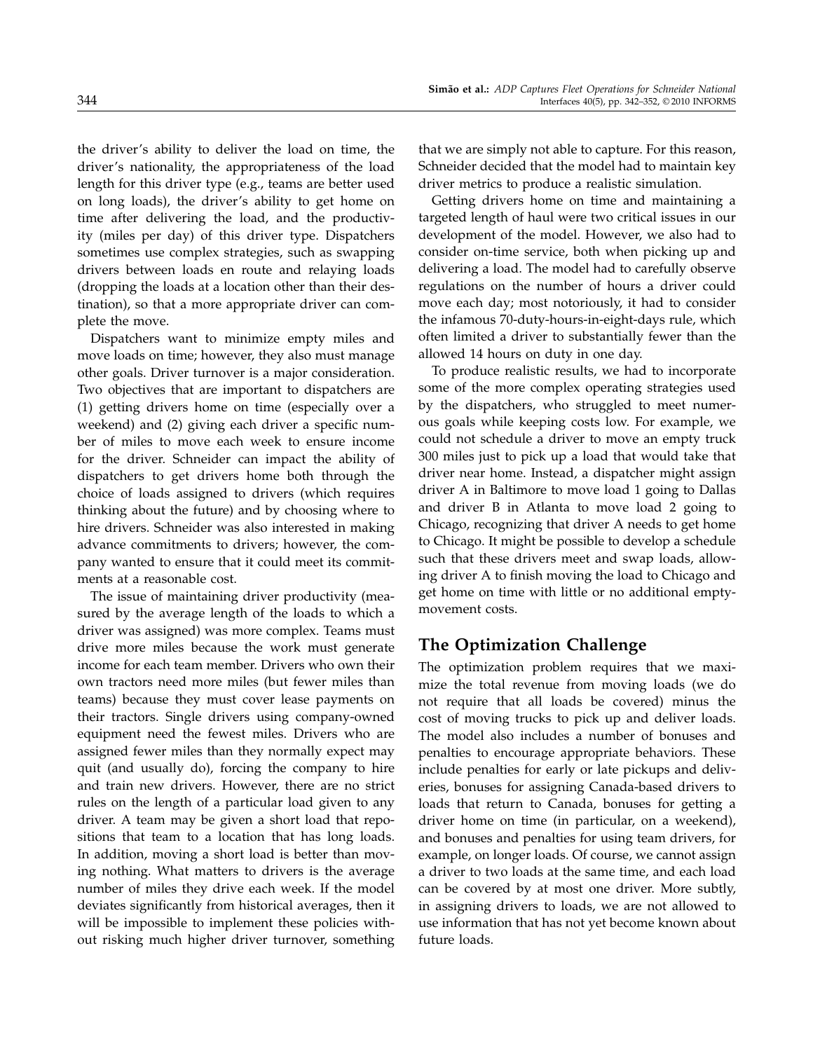the driver's ability to deliver the load on time, the driver's nationality, the appropriateness of the load length for this driver type (e.g., teams are better used on long loads), the driver's ability to get home on time after delivering the load, and the productivity (miles per day) of this driver type. Dispatchers sometimes use complex strategies, such as swapping drivers between loads en route and relaying loads (dropping the loads at a location other than their destination), so that a more appropriate driver can complete the move.

Dispatchers want to minimize empty miles and move loads on time; however, they also must manage other goals. Driver turnover is a major consideration. Two objectives that are important to dispatchers are (1) getting drivers home on time (especially over a weekend) and (2) giving each driver a specific number of miles to move each week to ensure income for the driver. Schneider can impact the ability of dispatchers to get drivers home both through the choice of loads assigned to drivers (which requires thinking about the future) and by choosing where to hire drivers. Schneider was also interested in making advance commitments to drivers; however, the company wanted to ensure that it could meet its commitments at a reasonable cost.

The issue of maintaining driver productivity (measured by the average length of the loads to which a driver was assigned) was more complex. Teams must drive more miles because the work must generate income for each team member. Drivers who own their own tractors need more miles (but fewer miles than teams) because they must cover lease payments on their tractors. Single drivers using company-owned equipment need the fewest miles. Drivers who are assigned fewer miles than they normally expect may quit (and usually do), forcing the company to hire and train new drivers. However, there are no strict rules on the length of a particular load given to any driver. A team may be given a short load that repositions that team to a location that has long loads. In addition, moving a short load is better than moving nothing. What matters to drivers is the average number of miles they drive each week. If the model deviates significantly from historical averages, then it will be impossible to implement these policies without risking much higher driver turnover, something that we are simply not able to capture. For this reason, Schneider decided that the model had to maintain key driver metrics to produce a realistic simulation.

Getting drivers home on time and maintaining a targeted length of haul were two critical issues in our development of the model. However, we also had to consider on-time service, both when picking up and delivering a load. The model had to carefully observe regulations on the number of hours a driver could move each day; most notoriously, it had to consider the infamous 70-duty-hours-in-eight-days rule, which often limited a driver to substantially fewer than the allowed 14 hours on duty in one day.

To produce realistic results, we had to incorporate some of the more complex operating strategies used by the dispatchers, who struggled to meet numerous goals while keeping costs low. For example, we could not schedule a driver to move an empty truck 300 miles just to pick up a load that would take that driver near home. Instead, a dispatcher might assign driver A in Baltimore to move load 1 going to Dallas and driver B in Atlanta to move load 2 going to Chicago, recognizing that driver A needs to get home to Chicago. It might be possible to develop a schedule such that these drivers meet and swap loads, allowing driver A to finish moving the load to Chicago and get home on time with little or no additional empty-movement costs.

## The Optimization Challenge

The optimization problem requires that we maximize the total revenue from moving loads (we do not require that all loads be covered) minus the cost of moving trucks to pick up and deliver loads. The model also includes a number of bonuses and penalties to encourage appropriate behaviors. These include penalties for early or late pickups and deliveries, bonuses for assigning Canada-based drivers to loads that return to Canada, bonuses for getting a driver home on time (in particular, on a weekend), and bonuses and penalties for using team drivers, for example, on longer loads. Of course, we cannot assign a driver to two loads at the same time, and each load can be covered by at most one driver. More subtly, in assigning drivers to loads, we are not allowed to use information that has not yet become known about future loads.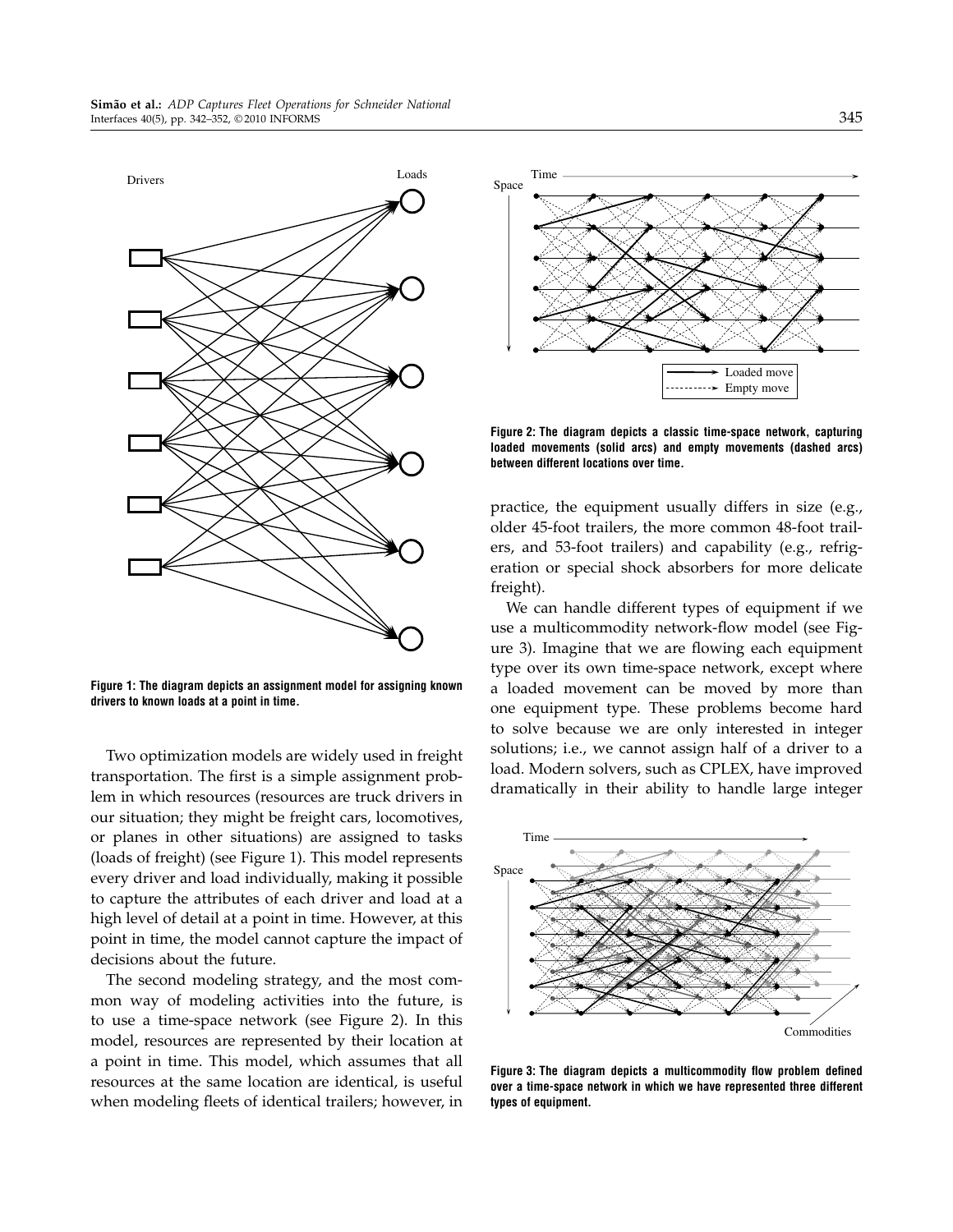Figure 1: The diagram depicts an assignment model for assigning known drivers to known loads at a point in time.

Two optimization models are widely used in freight transportation. The first is a simple assignment problem in which resources (resources are truck drivers in our situation; they might be freight cars, locomotives, or planes in other situations) are assigned to tasks (loads of freight) (see Figure 1). This model represents every driver and load individually, making it possible to capture the attributes of each driver and load at a high level of detail at a point in time. However, at this point in time, the model cannot capture the impact of decisions about the future.

The second modeling strategy, and the most common way of modeling activities into the future, is to use a time-space network (see Figure 2). In this model, resources are represented by their location at a point in time. This model, which assumes that all resources at the same location are identical, is useful when modeling fleets of identical trailers; however, in practice, the equipment usually differs in size (e.g., older 45-foot trailers, the more common 48-foot trailers, and 53-foot trailers) and capability (e.g., refrigeration or special shock absorbers for more delicate freight).

Figure 2: The diagram depicts a classic time-space network, capturing loaded movements (solid arcs) and empty movements (dashed arcs) between different locations over time.

We can handle different types of equipment if we use a multicommodity network-flow model (see Figure 3). Imagine that we are flowing each equipment type over its own time-space network, except where a loaded movement can be moved by more than one equipment type. These problems become hard to solve because we are only interested in integer solutions; i.e., we cannot assign half of a driver to a load. Modern solvers, such as CPLEX, have improved dramatically in their ability to handle large integer

Figure 3: The diagram depicts a multicommodity flow problem defined over a time-space network in which we have represented three different types of equipment.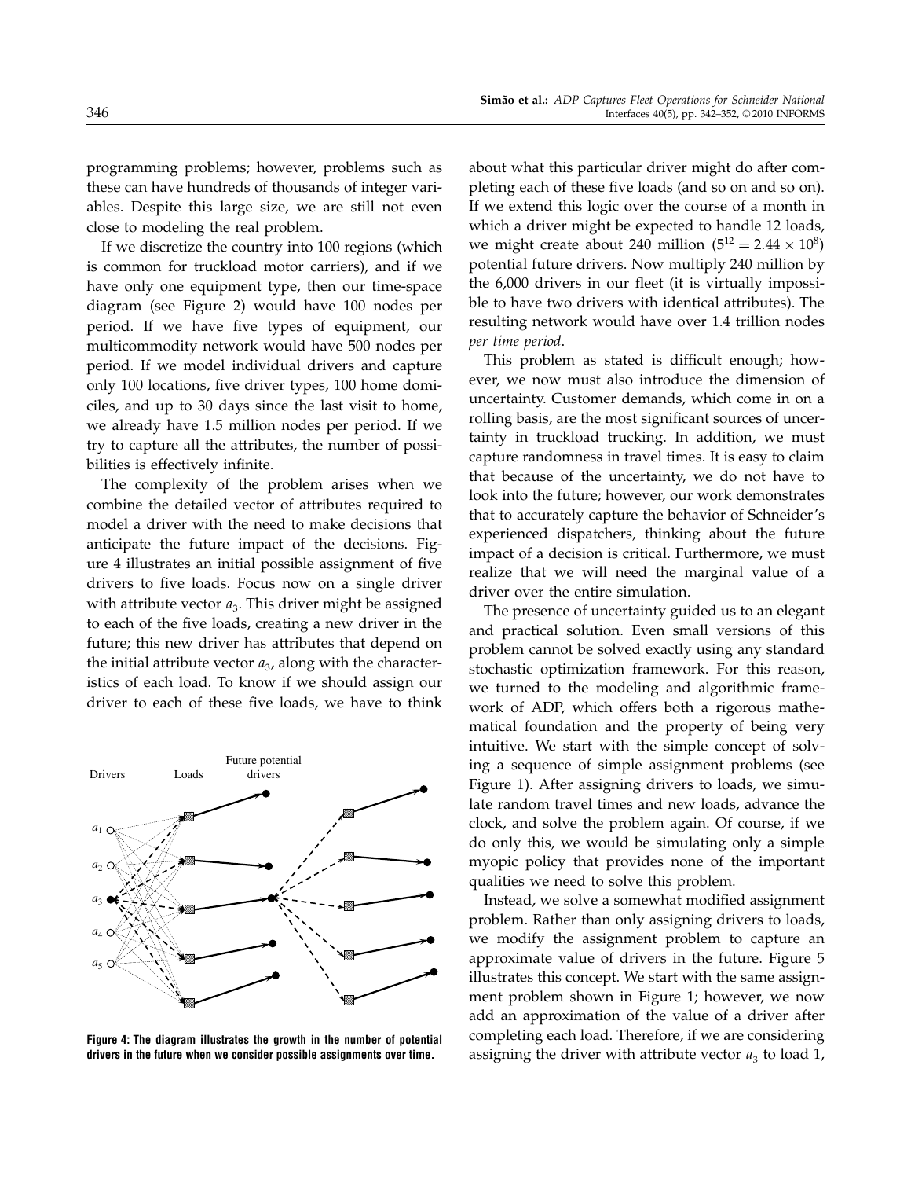programming problems; however, problems such as these can have hundreds of thousands of integer variables. Despite this large size, we are still not even close to modeling the real problem.

If we discretize the country into 100 regions (which is common for truckload motor carriers), and if we have only one equipment type, then our time-space diagram (see Figure 2) would have 100 nodes per period. If we have five types of equipment, our multicommodity network would have 500 nodes per period. If we model individual drivers and capture only 100 locations, five driver types, 100 home domiciles, and up to 30 days since the last visit to home, we already have 1.5 million nodes per period. If we try to capture all the attributes, the number of possibilities is effectively infinite.

The complexity of the problem arises when we combine the detailed vector of attributes required to model a driver with the need to make decisions that anticipate the future impact of the decisions. Figure 4 illustrates an initial possible assignment of five drivers to five loads. Focus now on a single driver with attribute vector $a_3$. This driver might be assigned to each of the five loads, creating a new driver in the future; this new driver has attributes that depend on the initial attribute vector $a_3$, along with the characteristics of each load. To know if we should assign our driver to each of these five loads, we have to think about what this particular driver might do after completing each of these five loads (and so on and so on). If we extend this logic over the course of a month in which a driver might be expected to handle 12 loads, we might create about 240 million ($5^{12} = 2.44 \times 10^8$) potential future drivers. Now multiply 240 million by the 6,000 drivers in our fleet (it is virtually impossible to have two drivers with identical attributes). The resulting network would have over 1.4 trillion nodes *per time period*.

**Figure 4: The diagram illustrates the growth in the number of potential drivers in the future when we consider possible assignments over time.**

This problem as stated is difficult enough; however, we now must also introduce the dimension of uncertainty. Customer demands, which come in on a rolling basis, are the most significant sources of uncertainty in truckload trucking. In addition, we must capture randomness in travel times. It is easy to claim that because of the uncertainty, we do not have to look into the future; however, our work demonstrates that to accurately capture the behavior of Schneider's experienced dispatchers, thinking about the future impact of a decision is critical. Furthermore, we must realize that we will need the marginal value of a driver over the entire simulation.

The presence of uncertainty guided us to an elegant and practical solution. Even small versions of this problem cannot be solved exactly using any standard stochastic optimization framework. For this reason, we turned to the modeling and algorithmic framework of ADP, which offers both a rigorous mathematical foundation and the property of being very intuitive. We start with the simple concept of solving a sequence of simple assignment problems (see Figure 1). After assigning drivers to loads, we simulate random travel times and new loads, advance the clock, and solve the problem again. Of course, if we do only this, we would be simulating only a simple myopic policy that provides none of the important qualities we need to solve this problem.

Instead, we solve a somewhat modified assignment problem. Rather than only assigning drivers to loads, we modify the assignment problem to capture an approximate value of drivers in the future. Figure 5 illustrates this concept. We start with the same assignment problem shown in Figure 1; however, we now add an approximation of the value of a driver after completing each load. Therefore, if we are considering assigning the driver with attribute vector $a_3$ to load 1,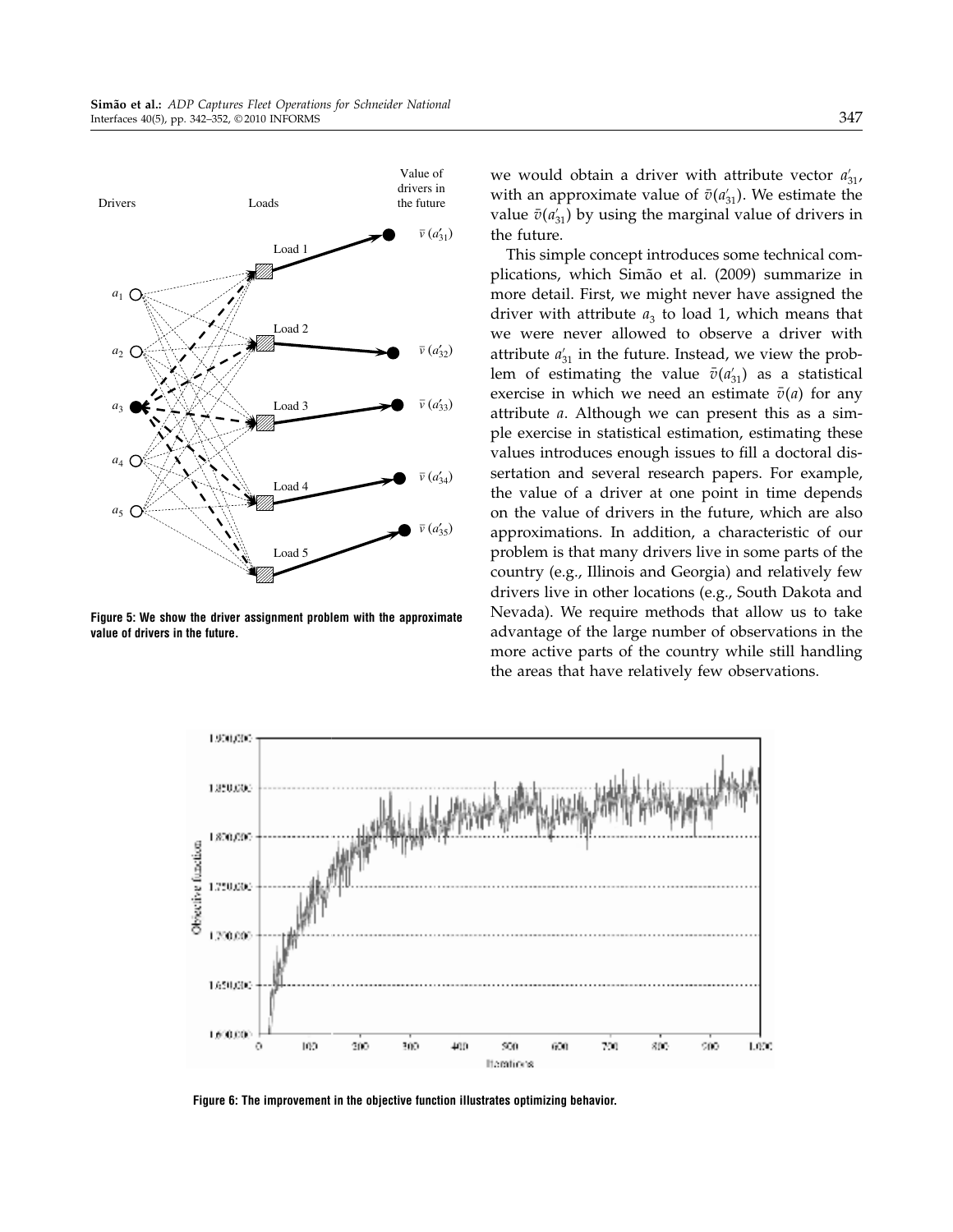Figure 5: We show the driver assignment problem with the approximate value of drivers in the future.

we would obtain a driver with attribute vector $a'_{31}$, with an approximate value of $\bar{v}(a'_{31})$. We estimate the value $\bar{v}(a'_{31})$ by using the marginal value of drivers in the future.

This simple concept introduces some technical complications, which Simão et al. (2009) summarize in more detail. First, we might never have assigned the driver with attribute $a_3$ to load 1, which means that we were never allowed to observe a driver with attribute $a'_{31}$ in the future. Instead, we view the problem of estimating the value $\bar{v}(a'_{31})$ as a statistical exercise in which we need an estimate $\bar{v}(a)$ for any attribute $a$. Although we can present this as a simple exercise in statistical estimation, estimating these values introduces enough issues to fill a doctoral dissertation and several research papers. For example, the value of a driver at one point in time depends on the value of drivers in the future, which are also approximations. In addition, a characteristic of our problem is that many drivers live in some parts of the country (e.g., Illinois and Georgia) and relatively few drivers live in other locations (e.g., South Dakota and Nevada). We require methods that allow us to take advantage of the large number of observations in the more active parts of the country while still handling the areas that have relatively few observations.

Figure 6: The improvement in the objective function illustrates optimizing behavior.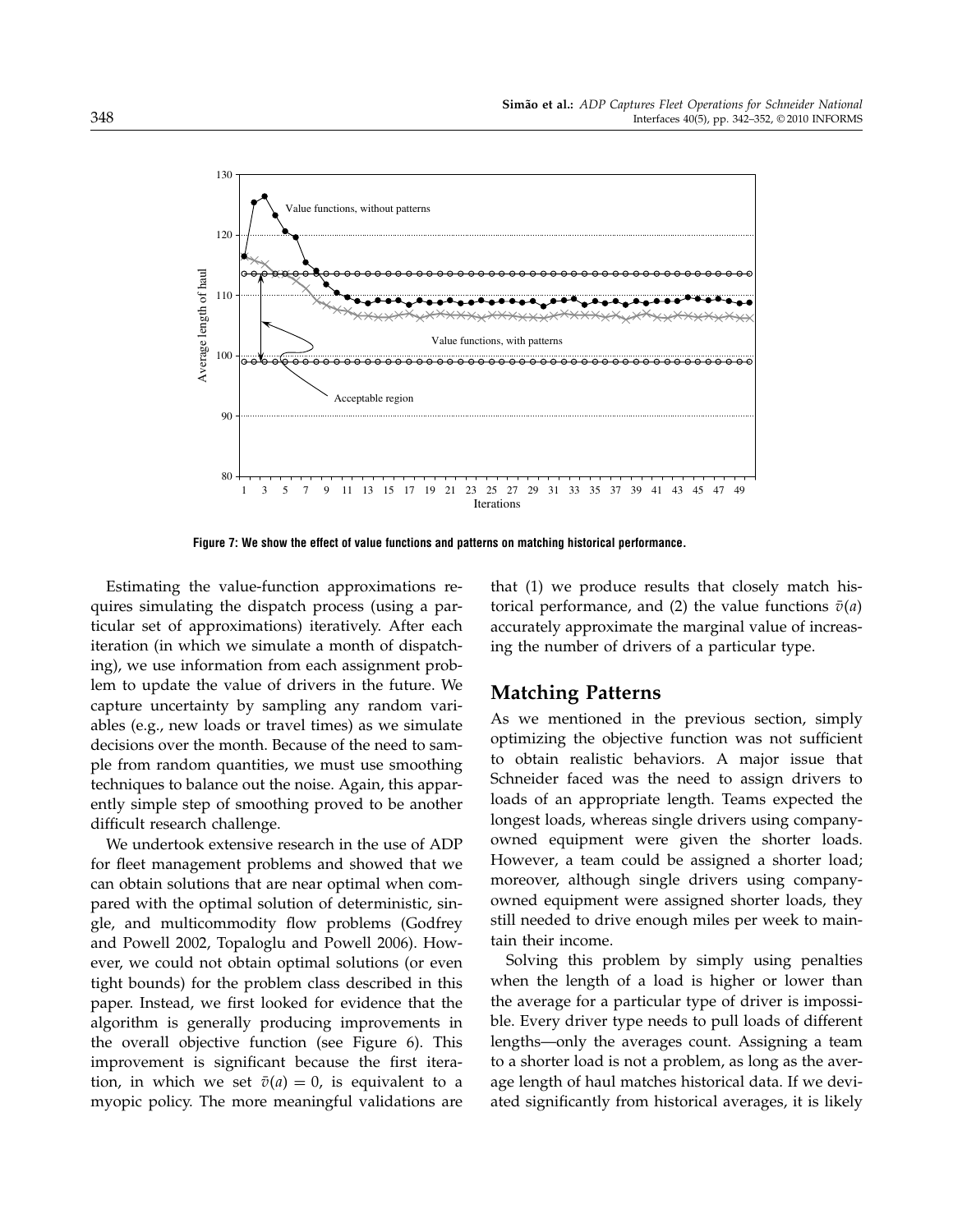Figure 7: We show the effect of value functions and patterns on matching historical performance.

Estimating the value-function approximations requires simulating the dispatch process (using a particular set of approximations) iteratively. After each iteration (in which we simulate a month of dispatching), we use information from each assignment problem to update the value of drivers in the future. We capture uncertainty by sampling any random variables (e.g., new loads or travel times) as we simulate decisions over the month. Because of the need to sample from random quantities, we must use smoothing techniques to balance out the noise. Again, this apparently simple step of smoothing proved to be another difficult research challenge.

We undertook extensive research in the use of ADP for fleet management problems and showed that we can obtain solutions that are near optimal when compared with the optimal solution of deterministic, single, and multicommodity flow problems (Godfrey and Powell 2002, Topaloglu and Powell 2006). However, we could not obtain optimal solutions (or even tight bounds) for the problem class described in this paper. Instead, we first looked for evidence that the algorithm is generally producing improvements in the overall objective function (see Figure 6). This improvement is significant because the first iteration, in which we set $\bar{v}(a) = 0$, is equivalent to a myopic policy. The more meaningful validations are that (1) we produce results that closely match historical performance, and (2) the value functions $\bar{v}(a)$ accurately approximate the marginal value of increasing the number of drivers of a particular type.

## Matching Patterns

As we mentioned in the previous section, simply optimizing the objective function was not sufficient to obtain realistic behaviors. A major issue that Schneider faced was the need to assign drivers to loads of an appropriate length. Teams expected the longest loads, whereas single drivers using company-owned equipment were given the shorter loads. However, a team could be assigned a shorter load; moreover, although single drivers using company-owned equipment were assigned shorter loads, they still needed to drive enough miles per week to maintain their income.

Solving this problem by simply using penalties when the length of a load is higher or lower than the average for a particular type of driver is impossible. Every driver type needs to pull loads of different lengths—only the averages count. Assigning a team to a shorter load is not a problem, as long as the average length of haul matches historical data. If we deviated significantly from historical averages, it is likely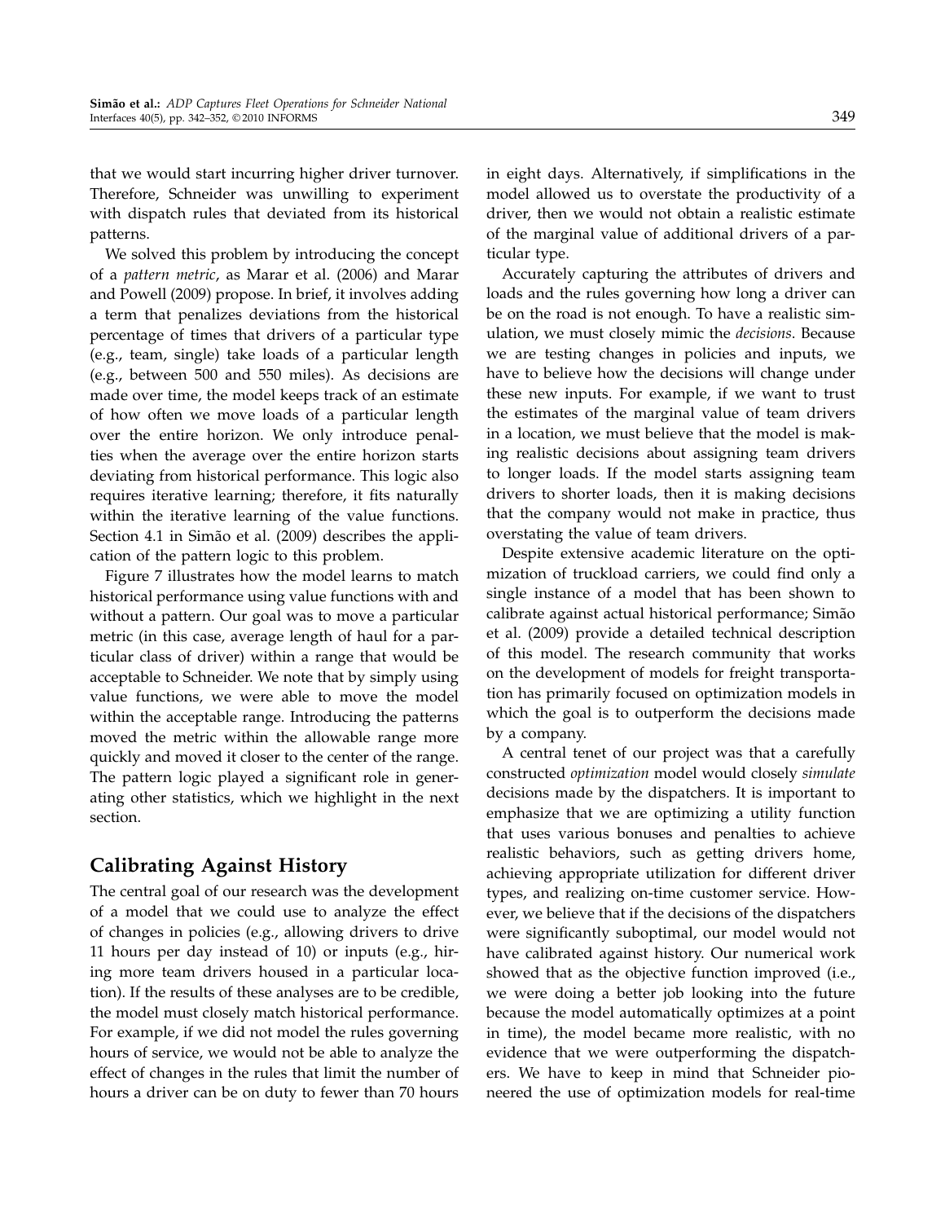that we would start incurring higher driver turnover. Therefore, Schneider was unwilling to experiment with dispatch rules that deviated from its historical patterns.

We solved this problem by introducing the concept of a *pattern metric*, as Marar et al. (2006) and Marar and Powell (2009) propose. In brief, it involves adding a term that penalizes deviations from the historical percentage of times that drivers of a particular type (e.g., team, single) take loads of a particular length (e.g., between 500 and 550 miles). As decisions are made over time, the model keeps track of an estimate of how often we move loads of a particular length over the entire horizon. We only introduce penalties when the average over the entire horizon starts deviating from historical performance. This logic also requires iterative learning; therefore, it fits naturally within the iterative learning of the value functions. Section 4.1 in Simão et al. (2009) describes the application of the pattern logic to this problem.

Figure 7 illustrates how the model learns to match historical performance using value functions with and without a pattern. Our goal was to move a particular metric (in this case, average length of haul for a particular class of driver) within a range that would be acceptable to Schneider. We note that by simply using value functions, we were able to move the model within the acceptable range. Introducing the patterns moved the metric within the allowable range more quickly and moved it closer to the center of the range. The pattern logic played a significant role in generating other statistics, which we highlight in the next section.

## Calibrating Against History

The central goal of our research was the development of a model that we could use to analyze the effect of changes in policies (e.g., allowing drivers to drive 11 hours per day instead of 10) or inputs (e.g., hiring more team drivers housed in a particular location). If the results of these analyses are to be credible, the model must closely match historical performance. For example, if we did not model the rules governing hours of service, we would not be able to analyze the effect of changes in the rules that limit the number of hours a driver can be on duty to fewer than 70 hours in eight days. Alternatively, if simplifications in the model allowed us to overstate the productivity of a driver, then we would not obtain a realistic estimate of the marginal value of additional drivers of a particular type.

Accurately capturing the attributes of drivers and loads and the rules governing how long a driver can be on the road is not enough. To have a realistic simulation, we must closely mimic the *decisions*. Because we are testing changes in policies and inputs, we have to believe how the decisions will change under these new inputs. For example, if we want to trust the estimates of the marginal value of team drivers in a location, we must believe that the model is making realistic decisions about assigning team drivers to longer loads. If the model starts assigning team drivers to shorter loads, then it is making decisions that the company would not make in practice, thus overstating the value of team drivers.

Despite extensive academic literature on the optimization of truckload carriers, we could find only a single instance of a model that has been shown to calibrate against actual historical performance; Simão et al. (2009) provide a detailed technical description of this model. The research community that works on the development of models for freight transportation has primarily focused on optimization models in which the goal is to outperform the decisions made by a company.

A central tenet of our project was that a carefully constructed *optimization* model would closely *simulate* decisions made by the dispatchers. It is important to emphasize that we are optimizing a utility function that uses various bonuses and penalties to achieve realistic behaviors, such as getting drivers home, achieving appropriate utilization for different driver types, and realizing on-time customer service. However, we believe that if the decisions of the dispatchers were significantly suboptimal, our model would not have calibrated against history. Our numerical work showed that as the objective function improved (i.e., we were doing a better job looking into the future because the model automatically optimizes at a point in time), the model became more realistic, with no evidence that we were outperforming the dispatchers. We have to keep in mind that Schneider pioneered the use of optimization models for real-time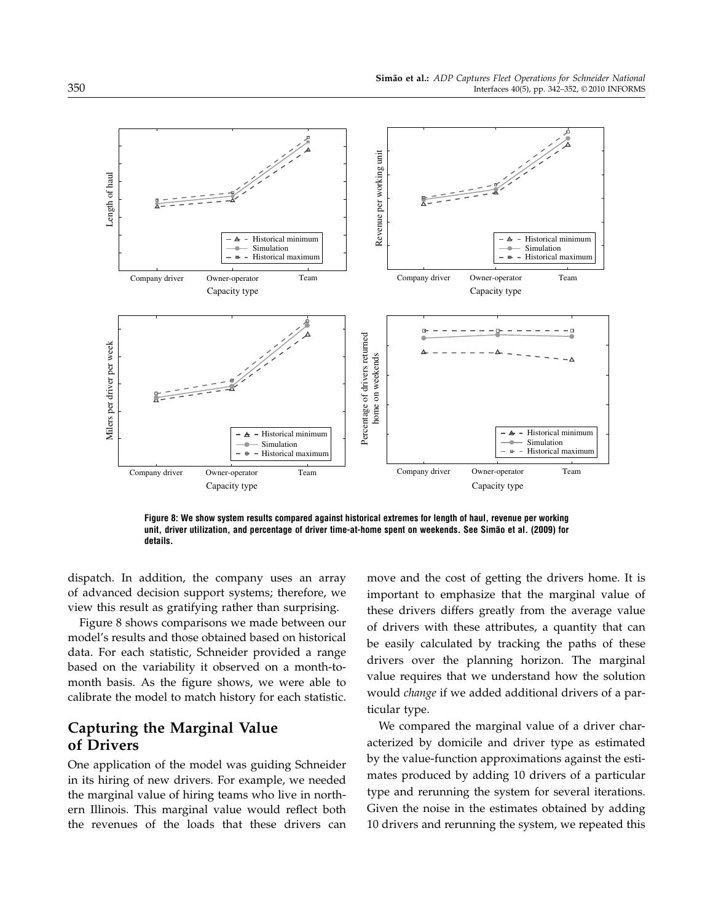Figure 8: We show system results compared against historical extremes for length of haul, revenue per working unit, driver utilization, and percentage of driver time-at-home spent on weekends. See Simão et al. (2009) for details.

dispatch. In addition, the company uses an array of advanced decision support systems; therefore, we view this result as gratifying rather than surprising.

Figure 8 shows comparisons we made between our model's results and those obtained based on historical data. For each statistic, Schneider provided a range based on the variability it observed on a month-to-month basis. As the figure shows, we were able to calibrate the model to match history for each statistic.

## Capturing the Marginal Value of Drivers

One application of the model was guiding Schneider in its hiring of new drivers. For example, we needed the marginal value of hiring teams who live in northern Illinois. This marginal value would reflect both the revenues of the loads that these drivers can move and the cost of getting the drivers home. It is important to emphasize that the marginal value of these drivers differs greatly from the average value of drivers with these attributes, a quantity that can be easily calculated by tracking the paths of these drivers over the planning horizon. The marginal value requires that we understand how the solution would *change* if we added additional drivers of a particular type.

We compared the marginal value of a driver characterized by domicile and driver type as estimated by the value-function approximations against the estimates produced by adding 10 drivers of a particular type and rerunning the system for several iterations. Given the noise in the estimates obtained by adding 10 drivers and rerunning the system, we repeated this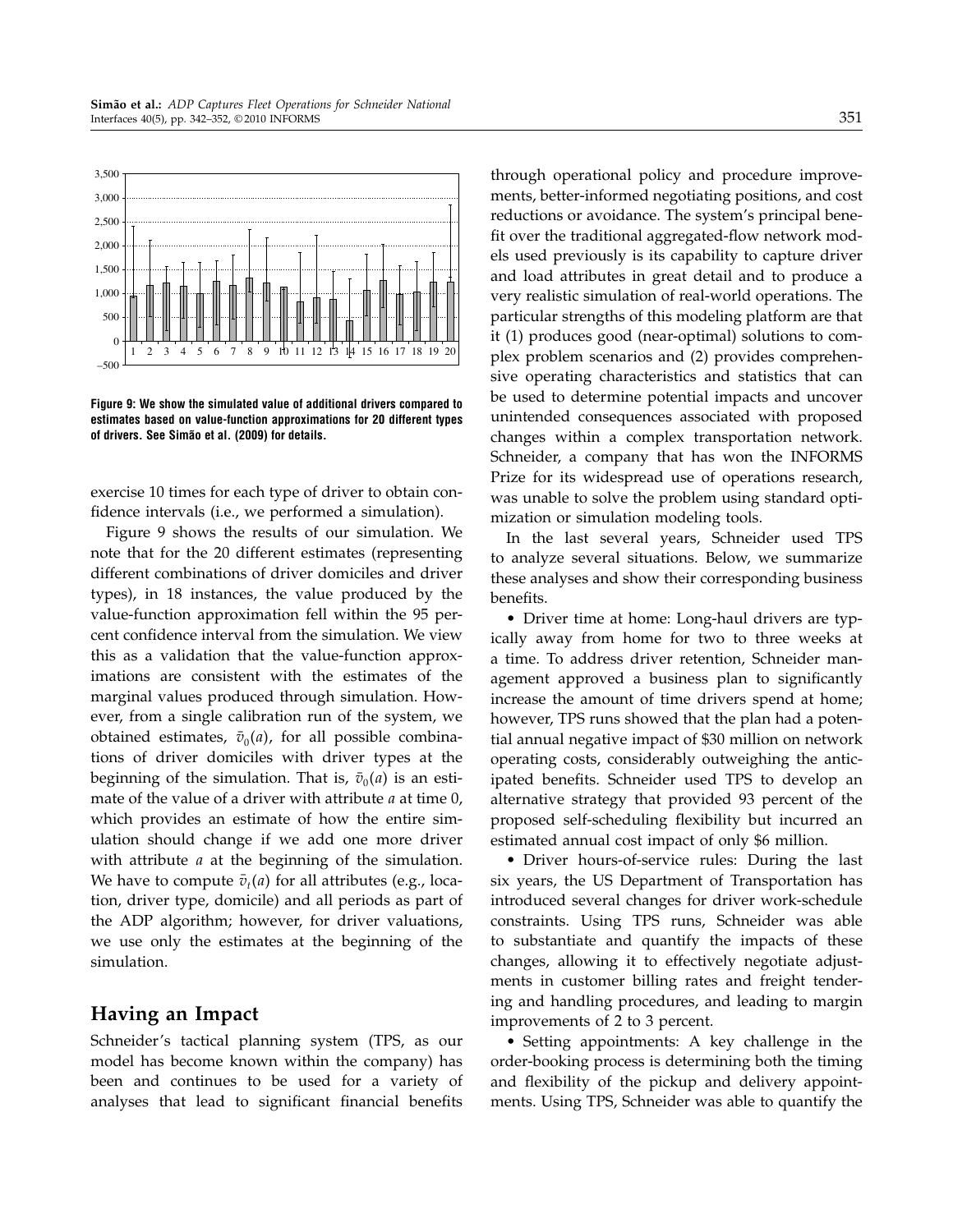Figure 9: We show the simulated value of additional drivers compared to estimates based on value-function approximations for 20 different types of drivers. See Simão et al. (2009) for details.

exercise 10 times for each type of driver to obtain confidence intervals (i.e., we performed a simulation).

Figure 9 shows the results of our simulation. We note that for the 20 different estimates (representing different combinations of driver domiciles and driver types), in 18 instances, the value produced by the value-function approximation fell within the 95 percent confidence interval from the simulation. We view this as a validation that the value-function approximations are consistent with the estimates of the marginal values produced through simulation. However, from a single calibration run of the system, we obtained estimates, $\bar{v}_0(a)$, for all possible combinations of driver domiciles with driver types at the beginning of the simulation. That is, $\bar{v}_0(a)$ is an estimate of the value of a driver with attribute $a$ at time 0, which provides an estimate of how the entire simulation should change if we add one more driver with attribute $a$ at the beginning of the simulation. We have to compute $\bar{v}_t(a)$ for all attributes (e.g., location, driver type, domicile) and all periods as part of the ADP algorithm; however, for driver valuations, we use only the estimates at the beginning of the simulation.

## Having an Impact

Schneider's tactical planning system (TPS, as our model has become known within the company) has been and continues to be used for a variety of analyses that lead to significant financial benefits through operational policy and procedure improvements, better-informed negotiating positions, and cost reductions or avoidance. The system's principal benefit over the traditional aggregated-flow network models used previously is its capability to capture driver and load attributes in great detail and to produce a very realistic simulation of real-world operations. The particular strengths of this modeling platform are that it (1) produces good (near-optimal) solutions to complex problem scenarios and (2) provides comprehensive operating characteristics and statistics that can be used to determine potential impacts and uncover unintended consequences associated with proposed changes within a complex transportation network. Schneider, a company that has won the INFORMS Prize for its widespread use of operations research, was unable to solve the problem using standard optimization or simulation modeling tools.

In the last several years, Schneider used TPS to analyze several situations. Below, we summarize these analyses and show their corresponding business benefits.

- Driver time at home: Long-haul drivers are typically away from home for two to three weeks at a time. To address driver retention, Schneider management approved a business plan to significantly increase the amount of time drivers spend at home; however, TPS runs showed that the plan had a potential annual negative impact of \$30 million on network operating costs, considerably outweighing the anticipated benefits. Schneider used TPS to develop an alternative strategy that provided 93 percent of the proposed self-scheduling flexibility but incurred an estimated annual cost impact of only \$6 million.
- Driver hours-of-service rules: During the last six years, the US Department of Transportation has introduced several changes for driver work-schedule constraints. Using TPS runs, Schneider was able to substantiate and quantify the impacts of these changes, allowing it to effectively negotiate adjustments in customer billing rates and freight tendering and handling procedures, and leading to margin improvements of 2 to 3 percent.
- Setting appointments: A key challenge in the order-booking process is determining both the timing and flexibility of the pickup and delivery appointments. Using TPS, Schneider was able to quantify the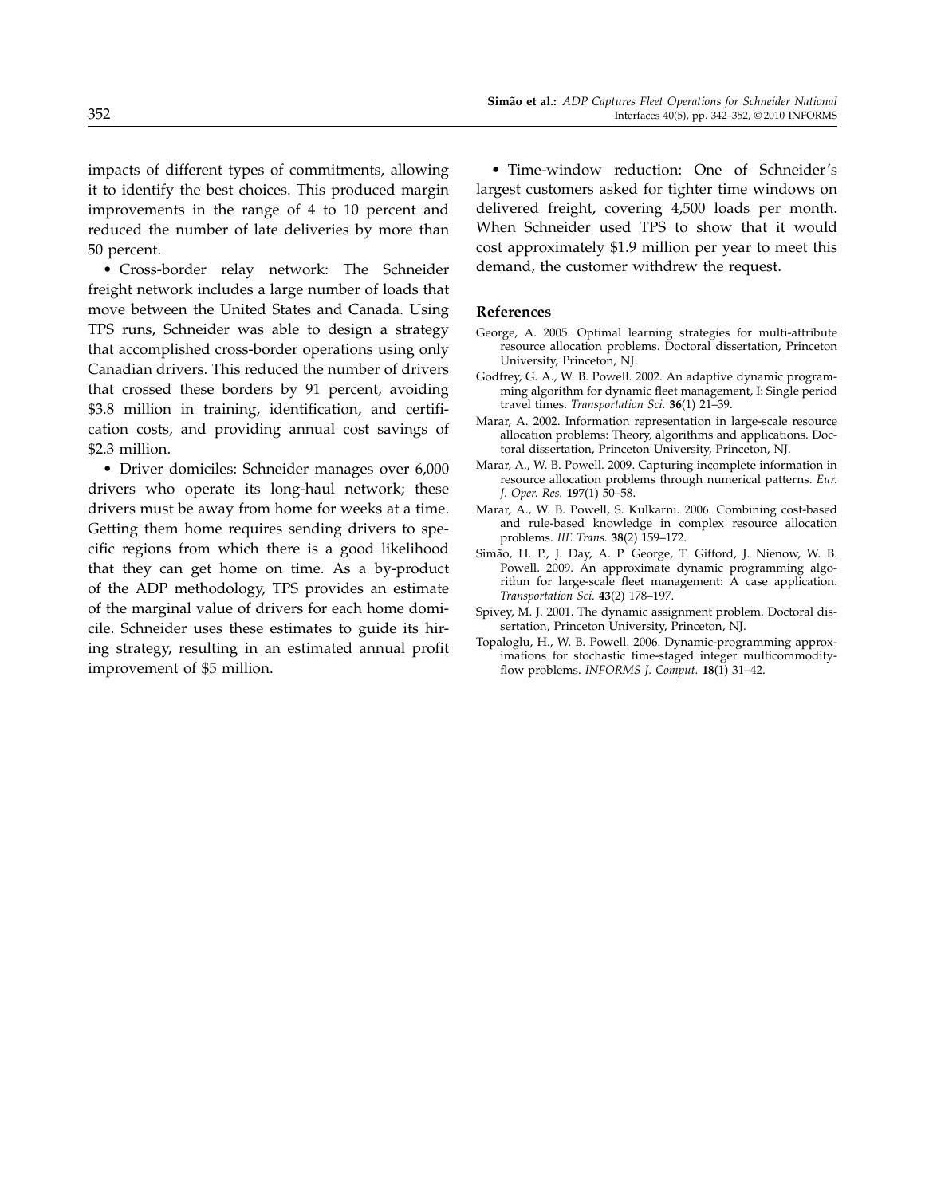impacts of different types of commitments, allowing it to identify the best choices. This produced margin improvements in the range of 4 to 10 percent and reduced the number of late deliveries by more than 50 percent.

- Cross-border relay network: The Schneider freight network includes a large number of loads that move between the United States and Canada. Using TPS runs, Schneider was able to design a strategy that accomplished cross-border operations using only Canadian drivers. This reduced the number of drivers that crossed these borders by 91 percent, avoiding $3.8 million in training, identification, and certification costs, and providing annual cost savings of $2.3 million.
- Driver domiciles: Schneider manages over 6,000 drivers who operate its long-haul network; these drivers must be away from home for weeks at a time. Getting them home requires sending drivers to specific regions from which there is a good likelihood that they can get home on time. As a by-product of the ADP methodology, TPS provides an estimate of the marginal value of drivers for each home domicile. Schneider uses these estimates to guide its hiring strategy, resulting in an estimated annual profit improvement of $5 million.
- Time-window reduction: One of Schneider's largest customers asked for tighter time windows on delivered freight, covering 4,500 loads per month. When Schneider used TPS to show that it would cost approximately $1.9 million per year to meet this demand, the customer withdrew the request.

## References

George, A. 2005. Optimal learning strategies for multi-attribute resource allocation problems. Doctoral dissertation, Princeton University, Princeton, NJ.

Godfrey, G. A., W. B. Powell. 2002. An adaptive dynamic programming algorithm for dynamic fleet management, I: Single period travel times. *Transportation Sci.* **36**(1) 21–39.

Marar, A. 2002. Information representation in large-scale resource allocation problems: Theory, algorithms and applications. Doctoral dissertation, Princeton University, Princeton, NJ.

Marar, A., W. B. Powell. 2009. Capturing incomplete information in resource allocation problems through numerical patterns. *Eur. J. Oper. Res.* **197**(1) 50–58.

Marar, A., W. B. Powell, S. Kulkarni. 2006. Combining cost-based and rule-based knowledge in complex resource allocation problems. *IIE Trans.* **38**(2) 159–172.

Simão, H. P., J. Day, A. P. George, T. Gifford, J. Nienow, W. B. Powell. 2009. An approximate dynamic programming algorithm for large-scale fleet management: A case application. *Transportation Sci.* **43**(2) 178–197.

Spivey, M. J. 2001. The dynamic assignment problem. Doctoral dissertation, Princeton University, Princeton, NJ.

Topaloglu, H., W. B. Powell. 2006. Dynamic-programming approximations for stochastic time-staged integer multicommodity-flow problems. *INFORMS J. Comput.* **18**(1) 31–42.